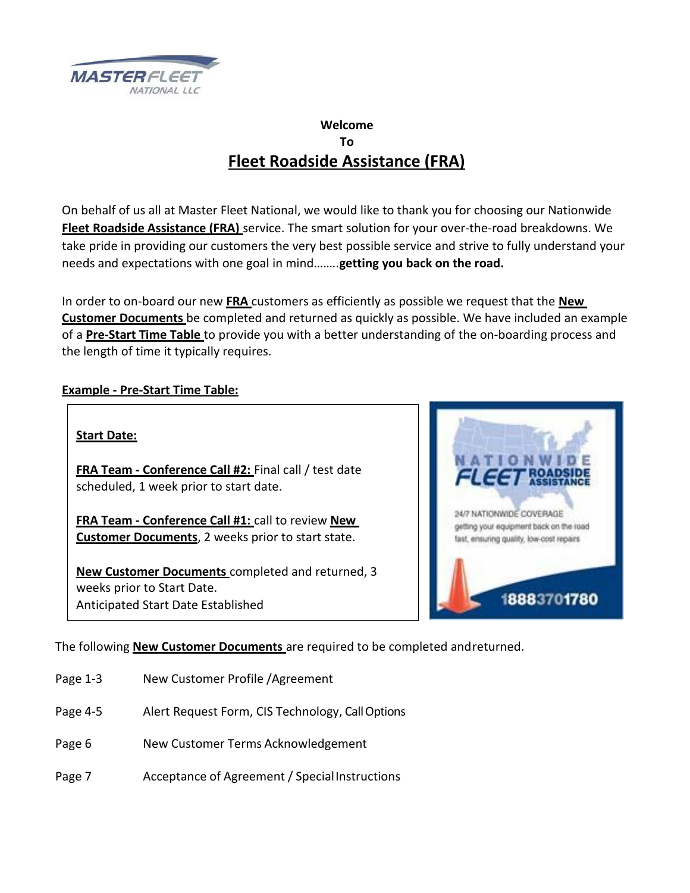**Welcome**
**To**

# Fleet Roadside Assistance (FRA)

On behalf of us all at Master Fleet National, we would like to thank you for choosing our Nationwide **Fleet Roadside Assistance (FRA)** service. The smart solution for your over-the-road breakdowns. We take pride in providing our customers the very best possible service and strive to fully understand your needs and expectations with one goal in mind……..**getting you back on the road.**

In order to on-board our new **FRA** customers as efficiently as possible we request that the **New Customer Documents** be completed and returned as quickly as possible. We have included an example of a **Pre-Start Time Table** to provide you with a better understanding of the on-boarding process and the length of time it typically requires.

**Example - Pre-Start Time Table:**

**Start Date:**

**FRA Team - Conference Call #2:** Final call / test date scheduled, 1 week prior to start date.

**FRA Team - Conference Call #1:** call to review **New Customer Documents**, 2 weeks prior to start state.

**New Customer Documents** completed and returned, 3 weeks prior to Start Date.
Anticipated Start Date Established

The following **New Customer Documents** are required to be completed andreturned.

| | |
|---|---|
| Page 1-3 | New Customer Profile /Agreement |
| Page 4-5 | Alert Request Form, CIS Technology, Call Options |
| Page 6 | New Customer Terms Acknowledgement |
| Page 7 | Acceptance of Agreement / Special Instructions |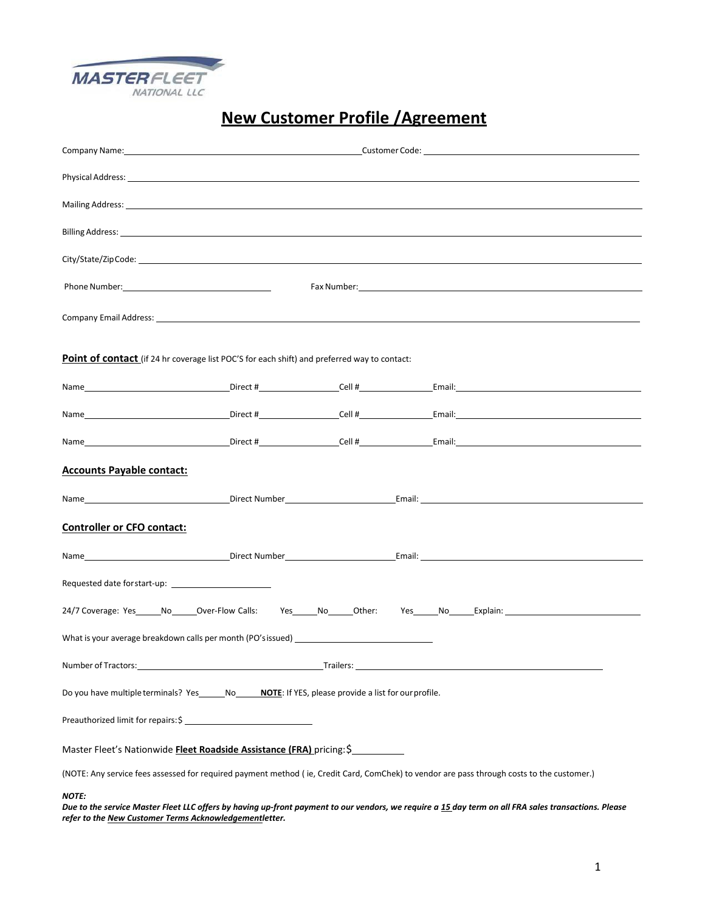MASTER FLEET NATIONAL LLC

# New Customer Profile /Agreement

Company Name:______________________________ Customer Code:______________________________

Physical Address:______________________________

Mailing Address:______________________________

Billing Address:______________________________

City/State/Zip Code:______________________________

Phone Number:____________________ Fax Number:______________________________

Company Email Address:______________________________

**Point of contact** (if 24 hr coverage list POC'S for each shift) and preferred way to contact:

Name____________________ Direct #______________ Cell #______________ Email:______________________________

Name____________________ Direct #______________ Cell #______________ Email:______________________________

Name____________________ Direct #______________ Cell #______________ Email:______________________________

**Accounts Payable contact:**

Name____________________ Direct Number______________ Email:______________________________

**Controller or CFO contact:**

Name____________________ Direct Number______________ Email:______________________________

Requested date for start-up: ______________

24/7 Coverage: Yes_____No_____Over-Flow Calls: Yes_____No_____Other: Yes_____No_____Explain: ______________________________

What is your average breakdown calls per month (PO's issued) ______________________________

Number of Tractors:______________________________ Trailers: ______________________________

Do you have multiple terminals? Yes_____No_____ **NOTE**: If YES, please provide a list for our profile.

Preauthorized limit for repairs: $ ______________________________

Master Fleet's Nationwide **Fleet Roadside Assistance (FRA)** pricing: $__________

(NOTE: Any service fees assessed for required payment method ( ie, Credit Card, ComChek) to vendor are pass through costs to the customer.)

***NOTE:***

***Due to the service Master Fleet LLC offers by having up-front payment to our vendors, we require a 15 day term on all FRA sales transactions. Please refer to the New Customer Terms Acknowledgement letter.***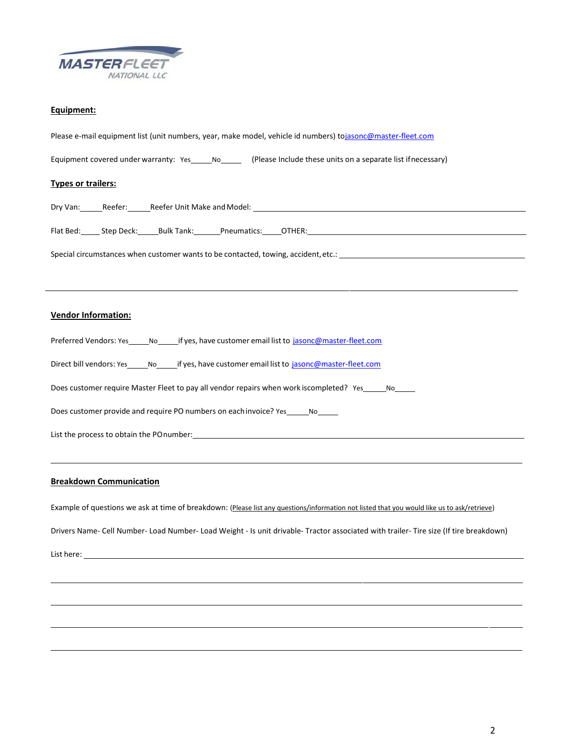**Equipment:**

Please e-mail equipment list (unit numbers, year, make model, vehicle id numbers) to jasonc@master-fleet.com

Equipment covered under warranty: Yes_____No_____ (Please Include these units on a separate list if necessary)

**Types or trailers:**

Dry Van:_____Reefer:_____Reefer Unit Make and Model: ____________________________________________

Flat Bed:_____ Step Deck:_____Bulk Tank:______Pneumatics:_____OTHER:_______________________________

Special circumstances when customer wants to be contacted, towing, accident, etc.: ______________________________

___________________________________________________________________________________

**Vendor Information:**

Preferred Vendors: Yes_____No_____if yes, have customer email list to jasonc@master-fleet.com

Direct bill vendors: Yes_____No_____if yes, have customer email list to jasonc@master-fleet.com

Does customer require Master Fleet to pay all vendor repairs when work is completed? Yes_____No_____

Does customer provide and require PO numbers on each invoice? Yes_____No_____

List the process to obtain the PO number:___________________________________________________

___________________________________________________________________________________

**Breakdown Communication**

Example of questions we ask at time of breakdown: (Please list any questions/information not listed that you would like us to ask/retrieve)

Drivers Name- Cell Number- Load Number- Load Weight - Is unit drivable- Tractor associated with trailer- Tire size (If tire breakdown)

List here: _________________________________________________________________________

___________________________________________________________________________________

___________________________________________________________________________________

___________________________________________________________________________________

___________________________________________________________________________________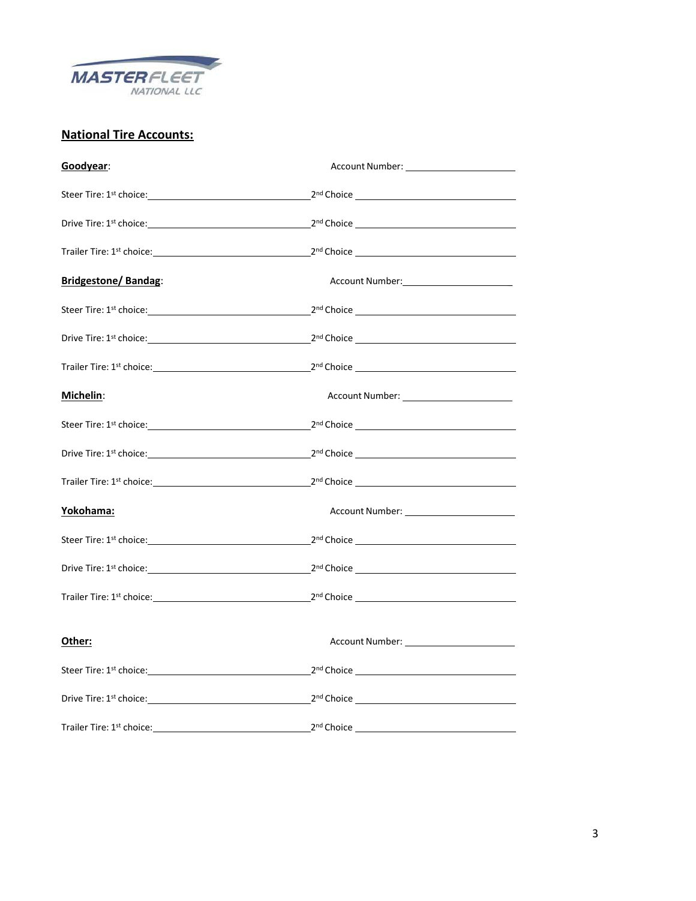MASTERFLEET NATIONAL LLC

## National Tire Accounts:

**Goodyear**: Account Number: ____________________

Steer Tire: 1st choice: ____________________ 2nd Choice ____________________

Drive Tire: 1st choice: ____________________ 2nd Choice ____________________

Trailer Tire: 1st choice: ____________________ 2nd Choice ____________________

**Bridgestone/ Bandag**: Account Number: ____________________

Steer Tire: 1st choice: ____________________ 2nd Choice ____________________

Drive Tire: 1st choice: ____________________ 2nd Choice ____________________

Trailer Tire: 1st choice: ____________________ 2nd Choice ____________________

**Michelin**: Account Number: ____________________

Steer Tire: 1st choice: ____________________ 2nd Choice ____________________

Drive Tire: 1st choice: ____________________ 2nd Choice ____________________

Trailer Tire: 1st choice: ____________________ 2nd Choice ____________________

**Yokohama:** Account Number: ____________________

Steer Tire: 1st choice: ____________________ 2nd Choice ____________________

Drive Tire: 1st choice: ____________________ 2nd Choice ____________________

Trailer Tire: 1st choice: ____________________ 2nd Choice ____________________

**Other:** Account Number: ____________________

Steer Tire: 1st choice: ____________________ 2nd Choice ____________________

Drive Tire: 1st choice: ____________________ 2nd Choice ____________________

Trailer Tire: 1st choice: ____________________ 2nd Choice ____________________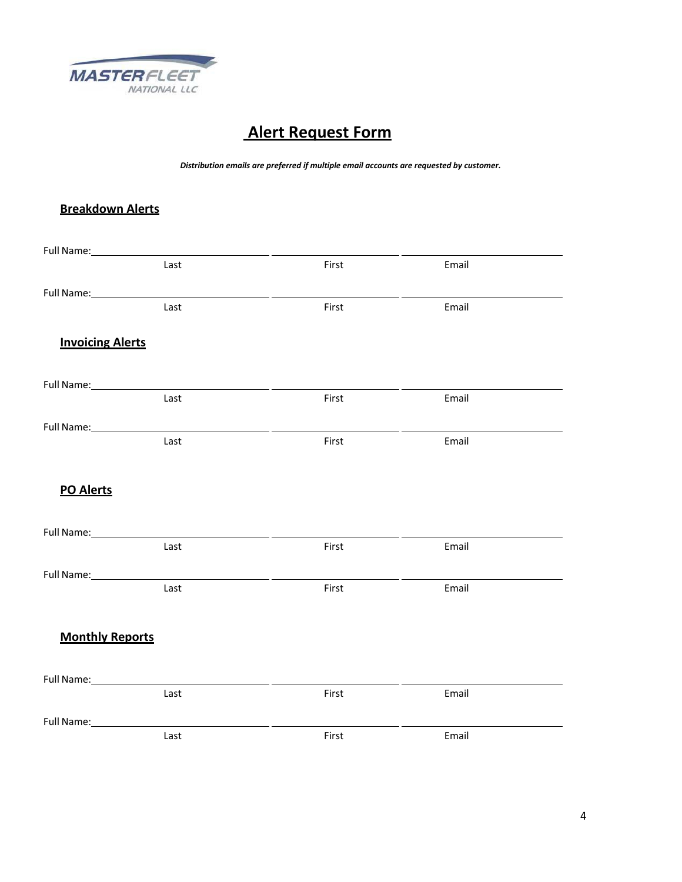MASTERFLEET NATIONAL LLC

# Alert Request Form

***Distribution emails are preferred if multiple email accounts are requested by customer.***

## Breakdown Alerts

Full Name: ______________________ ______________________ ______________________
Last First Email

Full Name: ______________________ ______________________ ______________________
Last First Email

## Invoicing Alerts

Full Name: ______________________ ______________________ ______________________
Last First Email

Full Name: ______________________ ______________________ ______________________
Last First Email

## PO Alerts

Full Name: ______________________ ______________________ ______________________
Last First Email

Full Name: ______________________ ______________________ ______________________
Last First Email

## Monthly Reports

Full Name: ______________________ ______________________ ______________________
Last First Email

Full Name: ______________________ ______________________ ______________________
Last First Email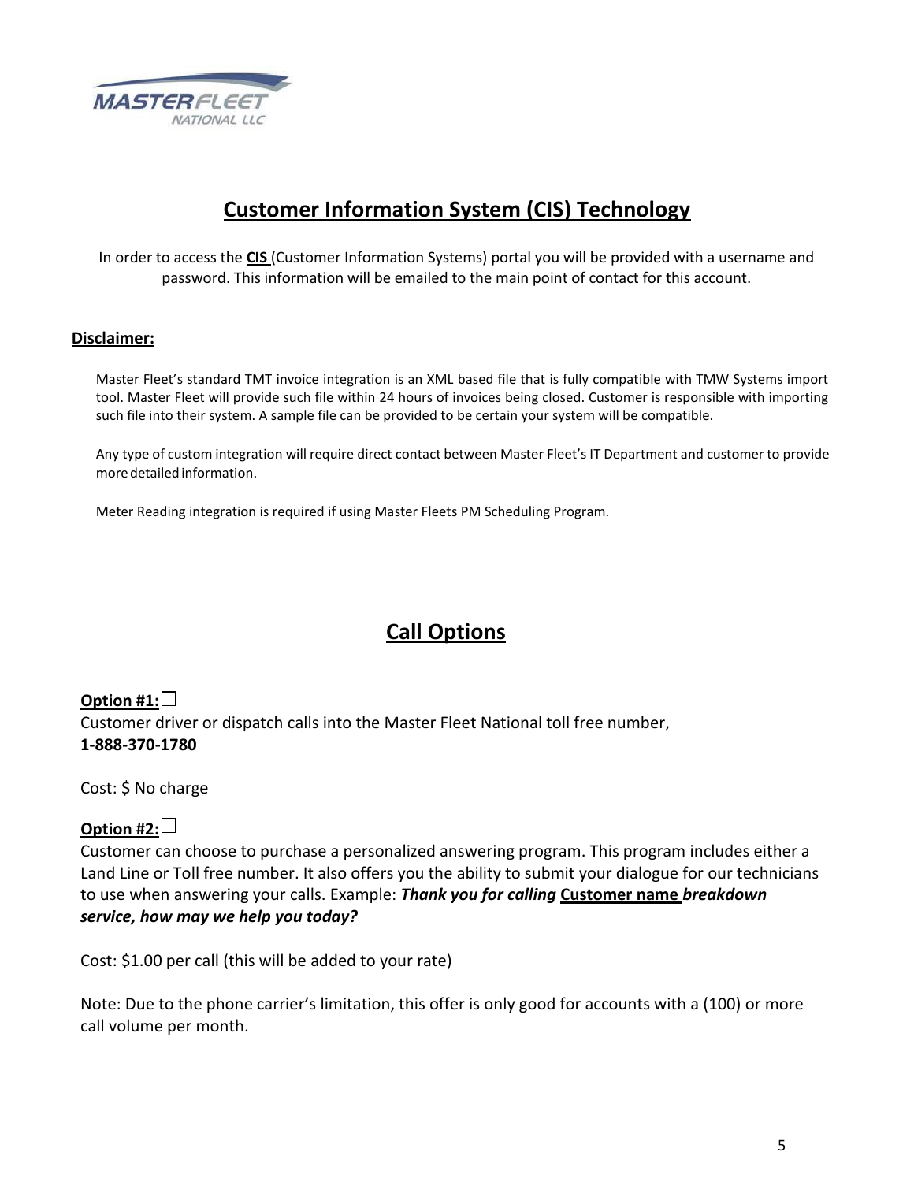MASTER FLEET NATIONAL LLC

# Customer Information System (CIS) Technology

In order to access the **CIS** (Customer Information Systems) portal you will be provided with a username and password. This information will be emailed to the main point of contact for this account.

**Disclaimer:**

Master Fleet's standard TMT invoice integration is an XML based file that is fully compatible with TMW Systems import tool. Master Fleet will provide such file within 24 hours of invoices being closed. Customer is responsible with importing such file into their system. A sample file can be provided to be certain your system will be compatible.

Any type of custom integration will require direct contact between Master Fleet's IT Department and customer to provide more detailed information.

Meter Reading integration is required if using Master Fleets PM Scheduling Program.

# Call Options

**Option #1:** ☐

Customer driver or dispatch calls into the Master Fleet National toll free number, **1-888-370-1780**

Cost: $ No charge

**Option #2:** ☐

Customer can choose to purchase a personalized answering program. This program includes either a Land Line or Toll free number. It also offers you the ability to submit your dialogue for our technicians to use when answering your calls. Example: ***Thank you for calling* Customer name *breakdown service, how may we help you today?***

Cost: $1.00 per call (this will be added to your rate)

Note: Due to the phone carrier's limitation, this offer is only good for accounts with a (100) or more call volume per month.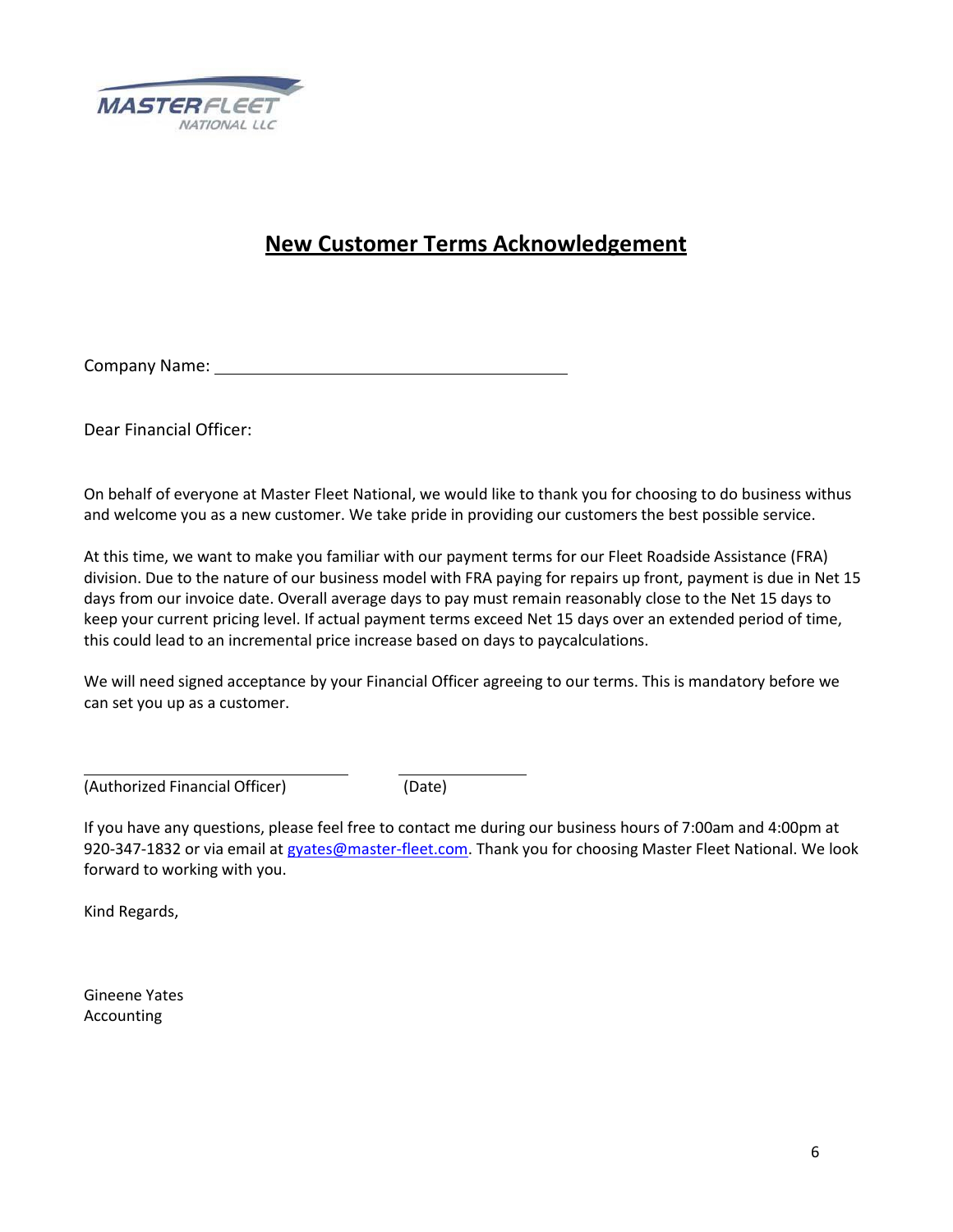MASTER FLEET
NATIONAL LLC

# New Customer Terms Acknowledgement

Company Name: ______________________________________

Dear Financial Officer:

On behalf of everyone at Master Fleet National, we would like to thank you for choosing to do business withus and welcome you as a new customer. We take pride in providing our customers the best possible service.

At this time, we want to make you familiar with our payment terms for our Fleet Roadside Assistance (FRA) division. Due to the nature of our business model with FRA paying for repairs up front, payment is due in Net 15 days from our invoice date. Overall average days to pay must remain reasonably close to the Net 15 days to keep your current pricing level. If actual payment terms exceed Net 15 days over an extended period of time, this could lead to an incremental price increase based on days to paycalculations.

We will need signed acceptance by your Financial Officer agreeing to our terms. This is mandatory before we can set you up as a customer.

______________________________ ____________________
(Authorized Financial Officer) (Date)

If you have any questions, please feel free to contact me during our business hours of 7:00am and 4:00pm at 920-347-1832 or via email at gyates@master-fleet.com. Thank you for choosing Master Fleet National. We look forward to working with you.

Kind Regards,

Gineene Yates
Accounting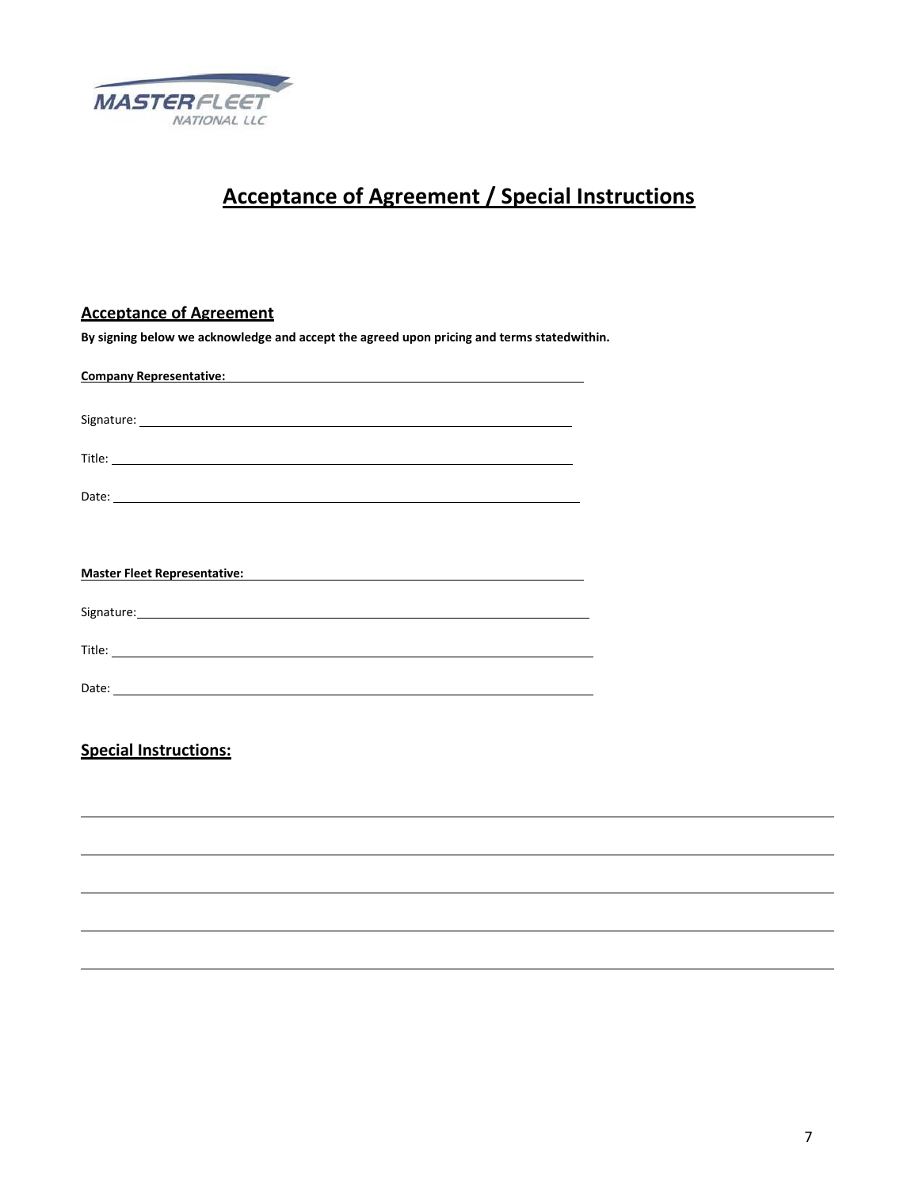# Acceptance of Agreement / Special Instructions

## Acceptance of Agreement

**By signing below we acknowledge and accept the agreed upon pricing and terms statedwithin.**

**Company Representative:** ______________________________________________

Signature: ______________________________________________

Title: ______________________________________________

Date: ______________________________________________

**Master Fleet Representative:** ______________________________________________

Signature: ______________________________________________

Title: ______________________________________________

Date: ______________________________________________

## Special Instructions:

______________________________________________

______________________________________________

______________________________________________

______________________________________________

______________________________________________